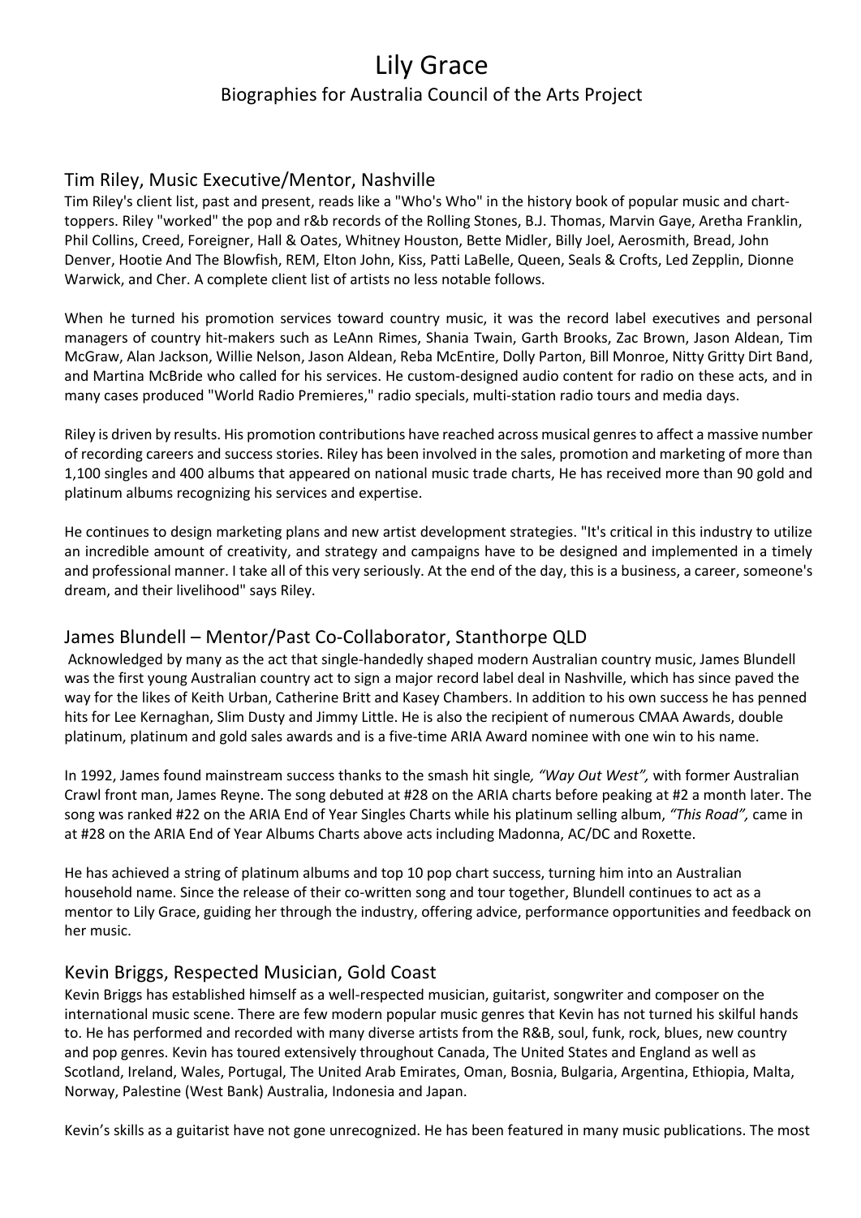# Lily Grace

Biographies for Australia Council of the Arts Project

## Tim Riley, Music Executive/Mentor, Nashville

Tim Riley's client list, past and present, reads like a "Who's Who" in the history book of popular music and chart-toppers. Riley "worked" the pop and r&b records of the Rolling Stones, B.J. Thomas, Marvin Gaye, Aretha Franklin, Phil Collins, Creed, Foreigner, Hall & Oates, Whitney Houston, Bette Midler, Billy Joel, Aerosmith, Bread, John Denver, Hootie And The Blowfish, REM, Elton John, Kiss, Patti LaBelle, Queen, Seals & Crofts, Led Zepplin, Dionne Warwick, and Cher. A complete client list of artists no less notable follows.

When he turned his promotion services toward country music, it was the record label executives and personal managers of country hit-makers such as LeAnn Rimes, Shania Twain, Garth Brooks, Zac Brown, Jason Aldean, Tim McGraw, Alan Jackson, Willie Nelson, Jason Aldean, Reba McEntire, Dolly Parton, Bill Monroe, Nitty Gritty Dirt Band, and Martina McBride who called for his services. He custom-designed audio content for radio on these acts, and in many cases produced "World Radio Premieres," radio specials, multi-station radio tours and media days.

Riley is driven by results. His promotion contributions have reached across musical genres to affect a massive number of recording careers and success stories. Riley has been involved in the sales, promotion and marketing of more than 1,100 singles and 400 albums that appeared on national music trade charts, He has received more than 90 gold and platinum albums recognizing his services and expertise.

He continues to design marketing plans and new artist development strategies. "It's critical in this industry to utilize an incredible amount of creativity, and strategy and campaigns have to be designed and implemented in a timely and professional manner. I take all of this very seriously. At the end of the day, this is a business, a career, someone's dream, and their livelihood" says Riley.

## James Blundell – Mentor/Past Co-Collaborator, Stanthorpe QLD

Acknowledged by many as the act that single-handedly shaped modern Australian country music, James Blundell was the first young Australian country act to sign a major record label deal in Nashville, which has since paved the way for the likes of Keith Urban, Catherine Britt and Kasey Chambers. In addition to his own success he has penned hits for Lee Kernaghan, Slim Dusty and Jimmy Little. He is also the recipient of numerous CMAA Awards, double platinum, platinum and gold sales awards and is a five-time ARIA Award nominee with one win to his name.

In 1992, James found mainstream success thanks to the smash hit single*, "Way Out West",* with former Australian Crawl front man, James Reyne. The song debuted at #28 on the ARIA charts before peaking at #2 a month later. The song was ranked #22 on the ARIA End of Year Singles Charts while his platinum selling album, *"This Road",* came in at #28 on the ARIA End of Year Albums Charts above acts including Madonna, AC/DC and Roxette.

He has achieved a string of platinum albums and top 10 pop chart success, turning him into an Australian household name. Since the release of their co-written song and tour together, Blundell continues to act as a mentor to Lily Grace, guiding her through the industry, offering advice, performance opportunities and feedback on her music.

## Kevin Briggs, Respected Musician, Gold Coast

Kevin Briggs has established himself as a well-respected musician, guitarist, songwriter and composer on the international music scene. There are few modern popular music genres that Kevin has not turned his skilful hands to. He has performed and recorded with many diverse artists from the R&B, soul, funk, rock, blues, new country and pop genres. Kevin has toured extensively throughout Canada, The United States and England as well as Scotland, Ireland, Wales, Portugal, The United Arab Emirates, Oman, Bosnia, Bulgaria, Argentina, Ethiopia, Malta, Norway, Palestine (West Bank) Australia, Indonesia and Japan.

Kevin's skills as a guitarist have not gone unrecognized. He has been featured in many music publications. The most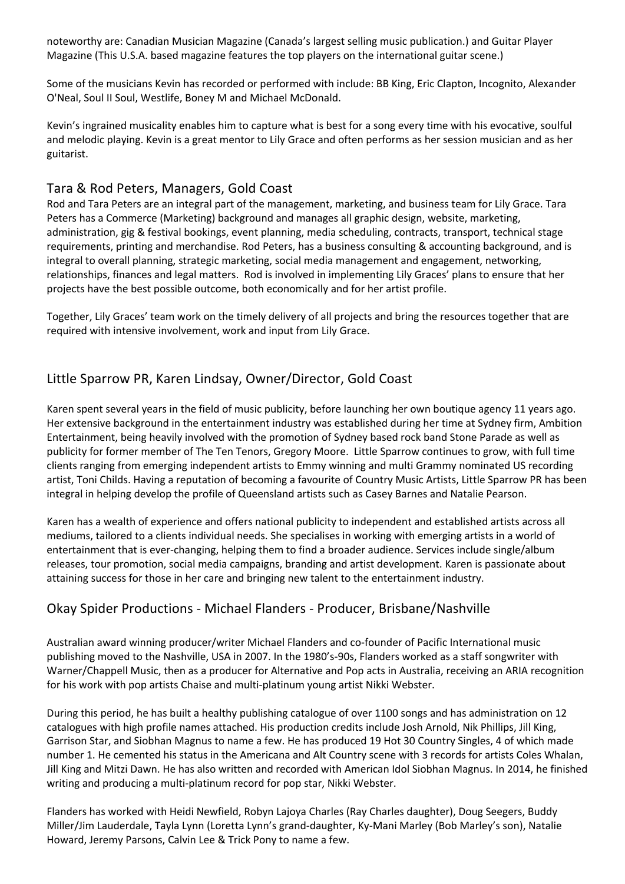noteworthy are: Canadian Musician Magazine (Canada's largest selling music publication.) and Guitar Player Magazine (This U.S.A. based magazine features the top players on the international guitar scene.)

Some of the musicians Kevin has recorded or performed with include: BB King, Eric Clapton, Incognito, Alexander O'Neal, Soul II Soul, Westlife, Boney M and Michael McDonald.

Kevin's ingrained musicality enables him to capture what is best for a song every time with his evocative, soulful and melodic playing. Kevin is a great mentor to Lily Grace and often performs as her session musician and as her guitarist.

## Tara & Rod Peters, Managers, Gold Coast

Rod and Tara Peters are an integral part of the management, marketing, and business team for Lily Grace. Tara Peters has a Commerce (Marketing) background and manages all graphic design, website, marketing, administration, gig & festival bookings, event planning, media scheduling, contracts, transport, technical stage requirements, printing and merchandise. Rod Peters, has a business consulting & accounting background, and is integral to overall planning, strategic marketing, social media management and engagement, networking, relationships, finances and legal matters. Rod is involved in implementing Lily Graces' plans to ensure that her projects have the best possible outcome, both economically and for her artist profile.

Together, Lily Graces' team work on the timely delivery of all projects and bring the resources together that are required with intensive involvement, work and input from Lily Grace.

## Little Sparrow PR, Karen Lindsay, Owner/Director, Gold Coast

Karen spent several years in the field of music publicity, before launching her own boutique agency 11 years ago. Her extensive background in the entertainment industry was established during her time at Sydney firm, Ambition Entertainment, being heavily involved with the promotion of Sydney based rock band Stone Parade as well as publicity for former member of The Ten Tenors, Gregory Moore. Little Sparrow continues to grow, with full time clients ranging from emerging independent artists to Emmy winning and multi Grammy nominated US recording artist, Toni Childs. Having a reputation of becoming a favourite of Country Music Artists, Little Sparrow PR has been integral in helping develop the profile of Queensland artists such as Casey Barnes and Natalie Pearson.

Karen has a wealth of experience and offers national publicity to independent and established artists across all mediums, tailored to a clients individual needs. She specialises in working with emerging artists in a world of entertainment that is ever-changing, helping them to find a broader audience. Services include single/album releases, tour promotion, social media campaigns, branding and artist development. Karen is passionate about attaining success for those in her care and bringing new talent to the entertainment industry.

## Okay Spider Productions - Michael Flanders - Producer, Brisbane/Nashville

Australian award winning producer/writer Michael Flanders and co-founder of Pacific International music publishing moved to the Nashville, USA in 2007. In the 1980's-90s, Flanders worked as a staff songwriter with Warner/Chappell Music, then as a producer for Alternative and Pop acts in Australia, receiving an ARIA recognition for his work with pop artists Chaise and multi-platinum young artist Nikki Webster.

During this period, he has built a healthy publishing catalogue of over 1100 songs and has administration on 12 catalogues with high profile names attached. His production credits include Josh Arnold, Nik Phillips, Jill King, Garrison Star, and Siobhan Magnus to name a few. He has produced 19 Hot 30 Country Singles, 4 of which made number 1. He cemented his status in the Americana and Alt Country scene with 3 records for artists Coles Whalan, Jill King and Mitzi Dawn. He has also written and recorded with American Idol Siobhan Magnus. In 2014, he finished writing and producing a multi-platinum record for pop star, Nikki Webster.

Flanders has worked with Heidi Newfield, Robyn Lajoya Charles (Ray Charles daughter), Doug Seegers, Buddy Miller/Jim Lauderdale, Tayla Lynn (Loretta Lynn's grand-daughter, Ky-Mani Marley (Bob Marley's son), Natalie Howard, Jeremy Parsons, Calvin Lee & Trick Pony to name a few.